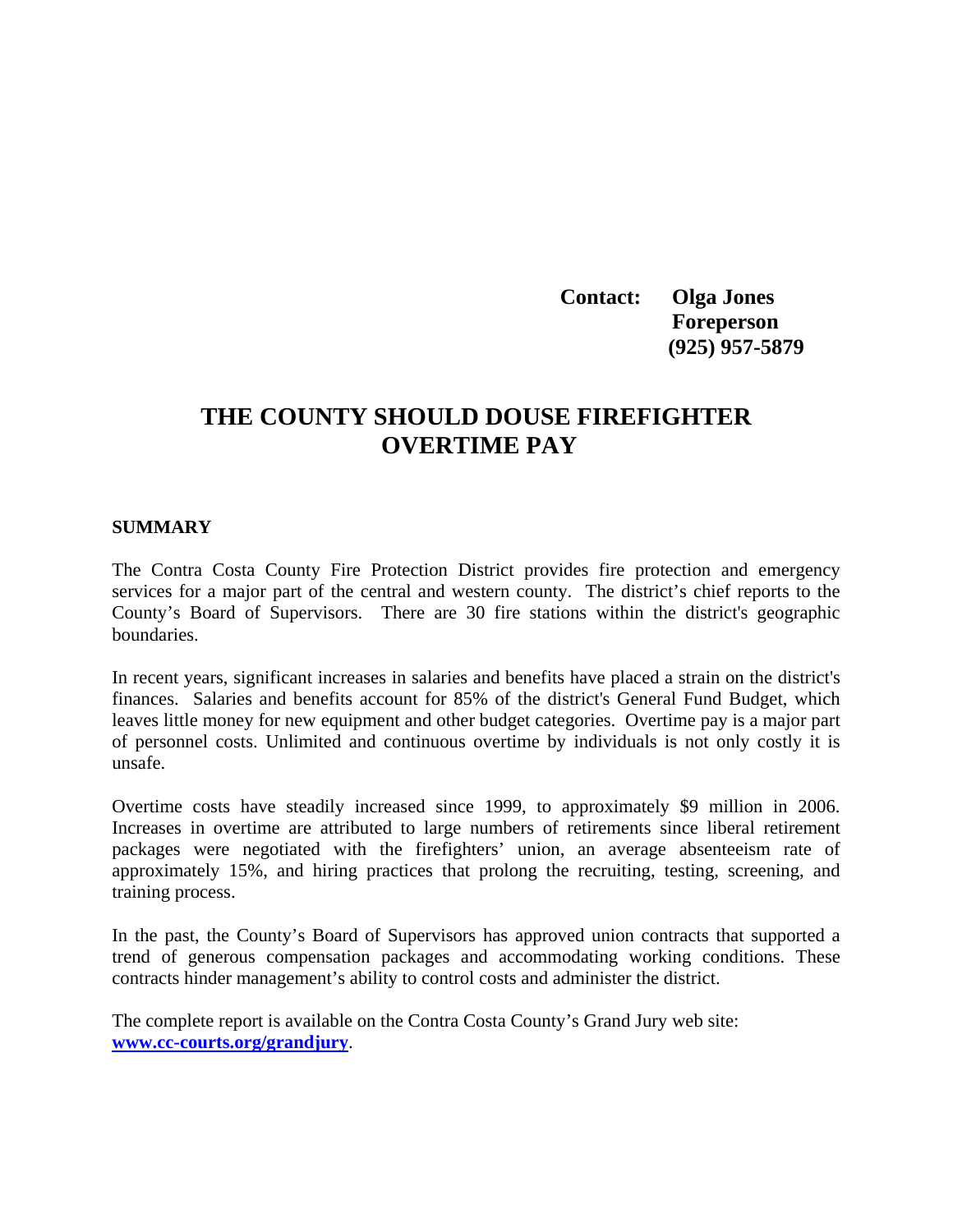**Contact: Olga Jones**
**Foreperson**
**(925) 957-5879**

# THE COUNTY SHOULD DOUSE FIREFIGHTER OVERTIME PAY

## SUMMARY

The Contra Costa County Fire Protection District provides fire protection and emergency services for a major part of the central and western county. The district's chief reports to the County's Board of Supervisors. There are 30 fire stations within the district's geographic boundaries.

In recent years, significant increases in salaries and benefits have placed a strain on the district's finances. Salaries and benefits account for 85% of the district's General Fund Budget, which leaves little money for new equipment and other budget categories. Overtime pay is a major part of personnel costs. Unlimited and continuous overtime by individuals is not only costly it is unsafe.

Overtime costs have steadily increased since 1999, to approximately $9 million in 2006. Increases in overtime are attributed to large numbers of retirements since liberal retirement packages were negotiated with the firefighters' union, an average absenteeism rate of approximately 15%, and hiring practices that prolong the recruiting, testing, screening, and training process.

In the past, the County's Board of Supervisors has approved union contracts that supported a trend of generous compensation packages and accommodating working conditions. These contracts hinder management's ability to control costs and administer the district.

The complete report is available on the Contra Costa County's Grand Jury web site: **www.cc-courts.org/grandjury**.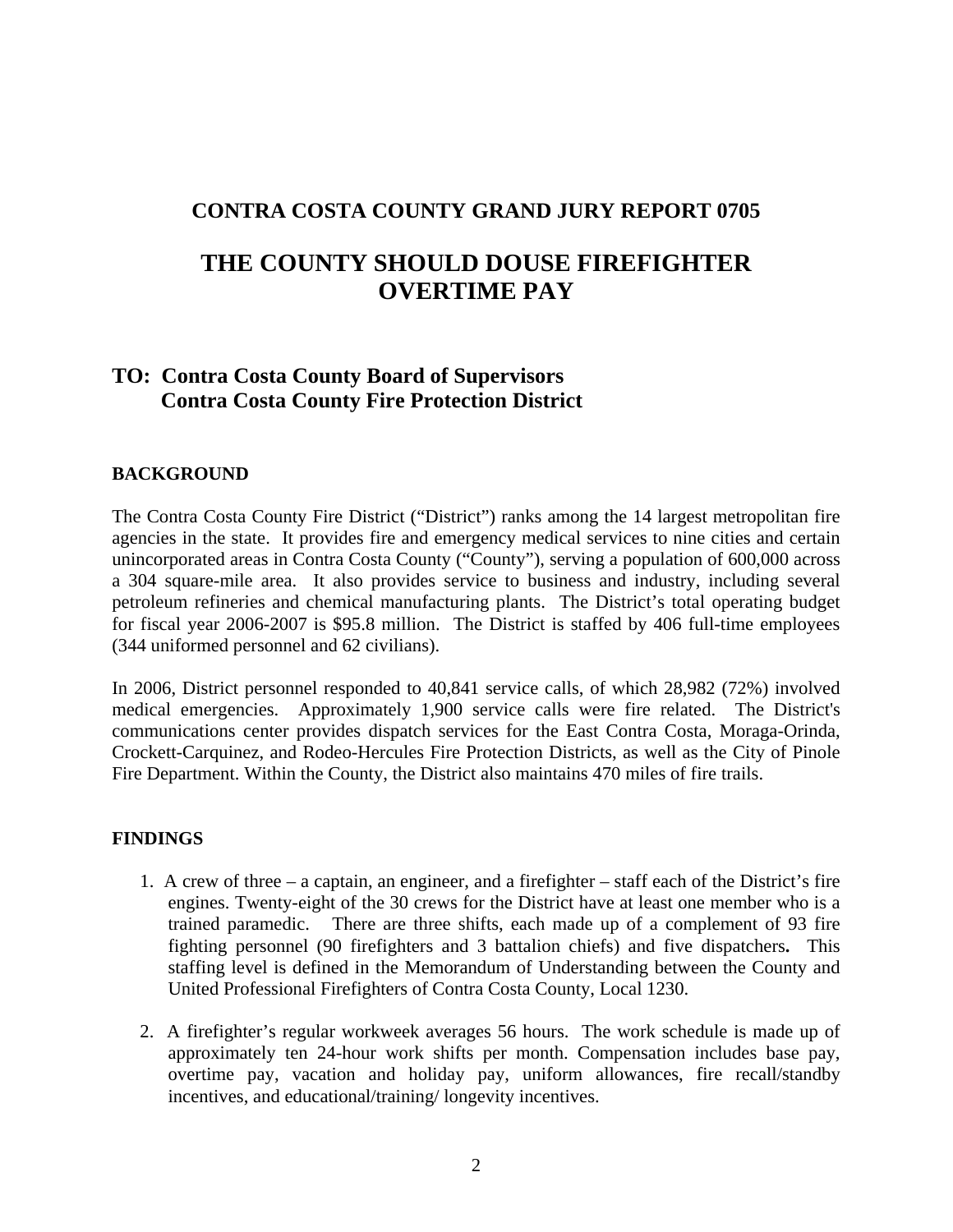# CONTRA COSTA COUNTY GRAND JURY REPORT 0705

# THE COUNTY SHOULD DOUSE FIREFIGHTER OVERTIME PAY

## TO: Contra Costa County Board of Supervisors
## Contra Costa County Fire Protection District

### BACKGROUND

The Contra Costa County Fire District ("District") ranks among the 14 largest metropolitan fire agencies in the state. It provides fire and emergency medical services to nine cities and certain unincorporated areas in Contra Costa County ("County"), serving a population of 600,000 across a 304 square-mile area. It also provides service to business and industry, including several petroleum refineries and chemical manufacturing plants. The District's total operating budget for fiscal year 2006-2007 is $95.8 million. The District is staffed by 406 full-time employees (344 uniformed personnel and 62 civilians).

In 2006, District personnel responded to 40,841 service calls, of which 28,982 (72%) involved medical emergencies. Approximately 1,900 service calls were fire related. The District's communications center provides dispatch services for the East Contra Costa, Moraga-Orinda, Crockett-Carquinez, and Rodeo-Hercules Fire Protection Districts, as well as the City of Pinole Fire Department. Within the County, the District also maintains 470 miles of fire trails.

### FINDINGS

1. A crew of three – a captain, an engineer, and a firefighter – staff each of the District's fire engines. Twenty-eight of the 30 crews for the District have at least one member who is a trained paramedic. There are three shifts, each made up of a complement of 93 fire fighting personnel (90 firefighters and 3 battalion chiefs) and five dispatchers**.** This staffing level is defined in the Memorandum of Understanding between the County and United Professional Firefighters of Contra Costa County, Local 1230.

2. A firefighter's regular workweek averages 56 hours. The work schedule is made up of approximately ten 24-hour work shifts per month. Compensation includes base pay, overtime pay, vacation and holiday pay, uniform allowances, fire recall/standby incentives, and educational/training/ longevity incentives.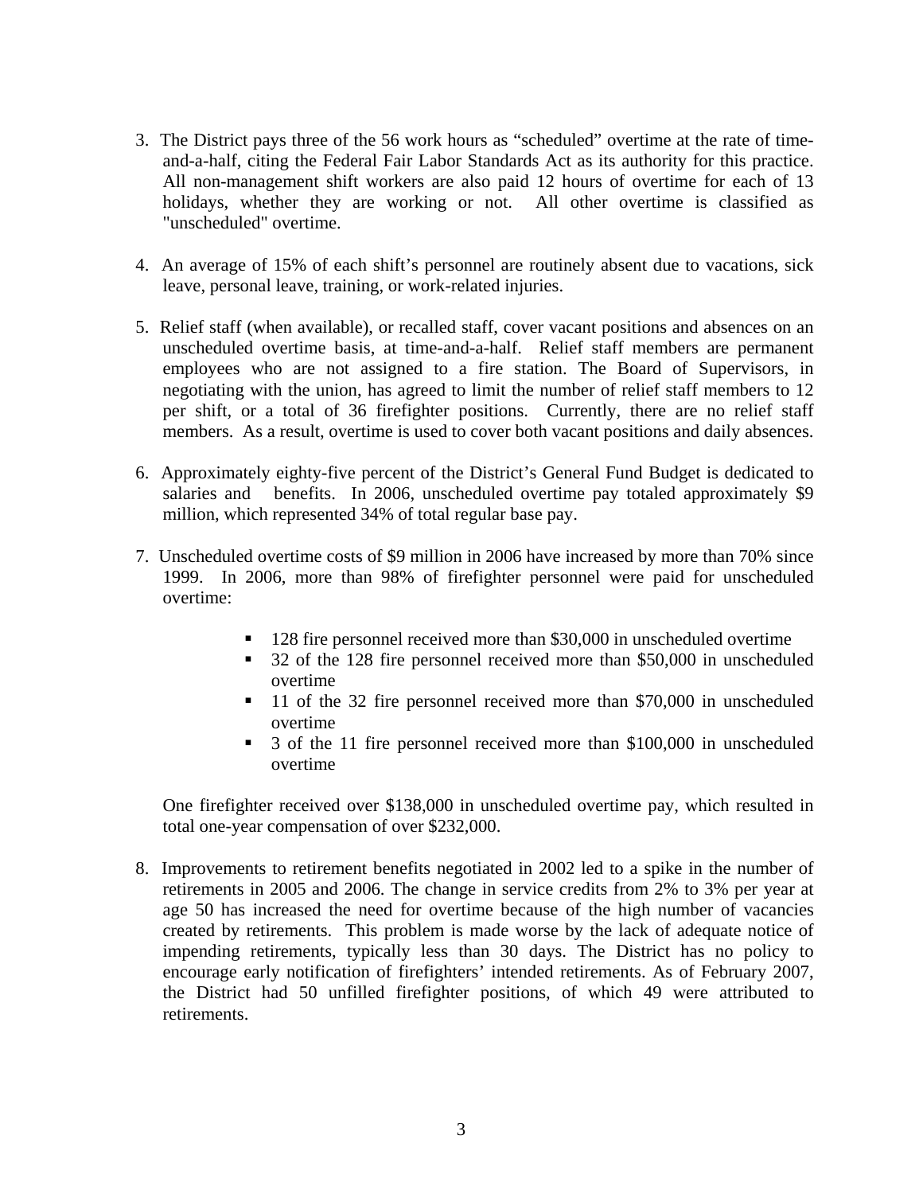3. The District pays three of the 56 work hours as "scheduled" overtime at the rate of time-and-a-half, citing the Federal Fair Labor Standards Act as its authority for this practice. All non-management shift workers are also paid 12 hours of overtime for each of 13 holidays, whether they are working or not. All other overtime is classified as "unscheduled" overtime.

4. An average of 15% of each shift's personnel are routinely absent due to vacations, sick leave, personal leave, training, or work-related injuries.

5. Relief staff (when available), or recalled staff, cover vacant positions and absences on an unscheduled overtime basis, at time-and-a-half. Relief staff members are permanent employees who are not assigned to a fire station. The Board of Supervisors, in negotiating with the union, has agreed to limit the number of relief staff members to 12 per shift, or a total of 36 firefighter positions. Currently, there are no relief staff members. As a result, overtime is used to cover both vacant positions and daily absences.

6. Approximately eighty-five percent of the District's General Fund Budget is dedicated to salaries and benefits. In 2006, unscheduled overtime pay totaled approximately $9 million, which represented 34% of total regular base pay.

7. Unscheduled overtime costs of $9 million in 2006 have increased by more than 70% since 1999. In 2006, more than 98% of firefighter personnel were paid for unscheduled overtime:

   - 128 fire personnel received more than $30,000 in unscheduled overtime
   - 32 of the 128 fire personnel received more than $50,000 in unscheduled overtime
   - 11 of the 32 fire personnel received more than $70,000 in unscheduled overtime
   - 3 of the 11 fire personnel received more than $100,000 in unscheduled overtime

   One firefighter received over $138,000 in unscheduled overtime pay, which resulted in total one-year compensation of over $232,000.

8. Improvements to retirement benefits negotiated in 2002 led to a spike in the number of retirements in 2005 and 2006. The change in service credits from 2% to 3% per year at age 50 has increased the need for overtime because of the high number of vacancies created by retirements. This problem is made worse by the lack of adequate notice of impending retirements, typically less than 30 days. The District has no policy to encourage early notification of firefighters' intended retirements. As of February 2007, the District had 50 unfilled firefighter positions, of which 49 were attributed to retirements.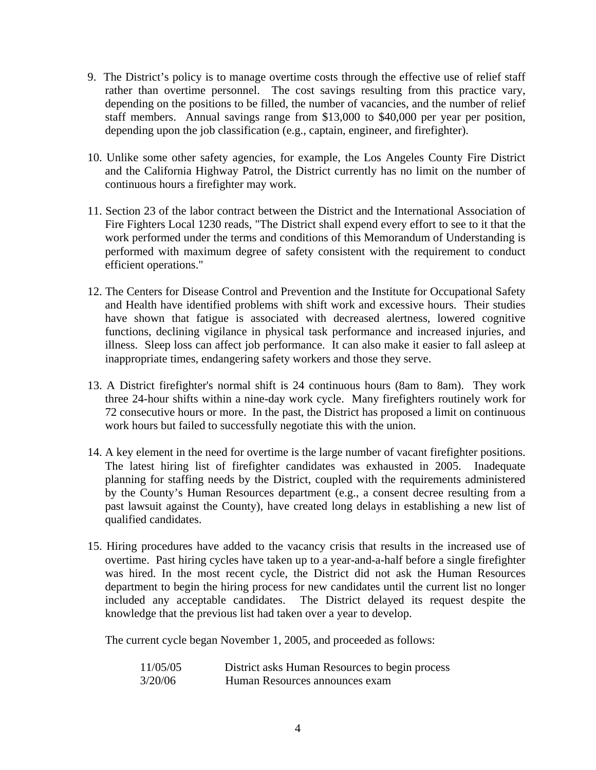9. The District's policy is to manage overtime costs through the effective use of relief staff rather than overtime personnel. The cost savings resulting from this practice vary, depending on the positions to be filled, the number of vacancies, and the number of relief staff members. Annual savings range from $13,000 to $40,000 per year per position, depending upon the job classification (e.g., captain, engineer, and firefighter).

10. Unlike some other safety agencies, for example, the Los Angeles County Fire District and the California Highway Patrol, the District currently has no limit on the number of continuous hours a firefighter may work.

11. Section 23 of the labor contract between the District and the International Association of Fire Fighters Local 1230 reads, "The District shall expend every effort to see to it that the work performed under the terms and conditions of this Memorandum of Understanding is performed with maximum degree of safety consistent with the requirement to conduct efficient operations."

12. The Centers for Disease Control and Prevention and the Institute for Occupational Safety and Health have identified problems with shift work and excessive hours. Their studies have shown that fatigue is associated with decreased alertness, lowered cognitive functions, declining vigilance in physical task performance and increased injuries, and illness. Sleep loss can affect job performance. It can also make it easier to fall asleep at inappropriate times, endangering safety workers and those they serve.

13. A District firefighter's normal shift is 24 continuous hours (8am to 8am). They work three 24-hour shifts within a nine-day work cycle. Many firefighters routinely work for 72 consecutive hours or more. In the past, the District has proposed a limit on continuous work hours but failed to successfully negotiate this with the union.

14. A key element in the need for overtime is the large number of vacant firefighter positions. The latest hiring list of firefighter candidates was exhausted in 2005. Inadequate planning for staffing needs by the District, coupled with the requirements administered by the County's Human Resources department (e.g., a consent decree resulting from a past lawsuit against the County), have created long delays in establishing a new list of qualified candidates.

15. Hiring procedures have added to the vacancy crisis that results in the increased use of overtime. Past hiring cycles have taken up to a year-and-a-half before a single firefighter was hired. In the most recent cycle, the District did not ask the Human Resources department to begin the hiring process for new candidates until the current list no longer included any acceptable candidates. The District delayed its request despite the knowledge that the previous list had taken over a year to develop.

    The current cycle began November 1, 2005, and proceeded as follows:

    | | |
    |---|---|
    | 11/05/05 | District asks Human Resources to begin process |
    | 3/20/06 | Human Resources announces exam |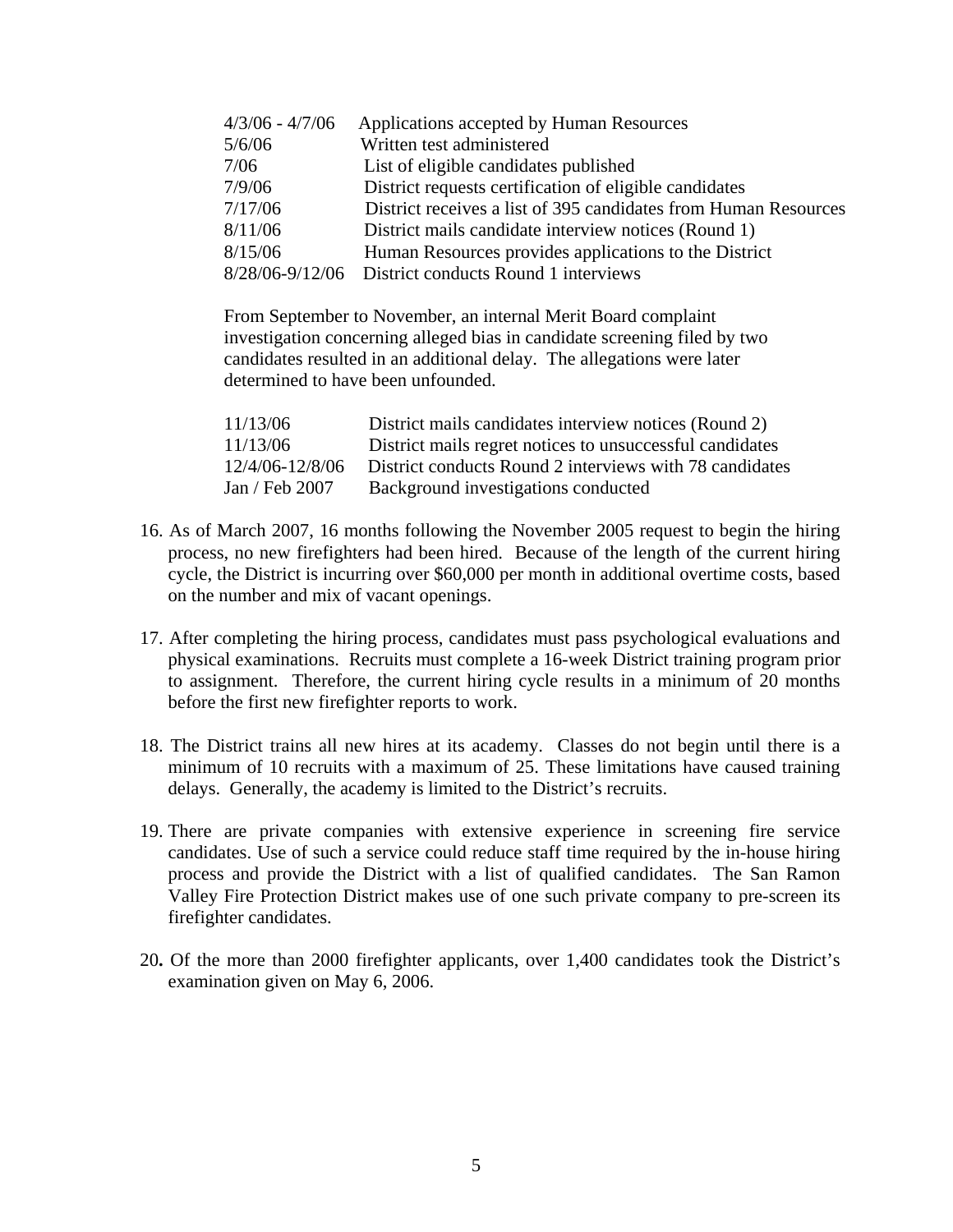| | |
|---|---|
| 4/3/06 - 4/7/06 | Applications accepted by Human Resources |
| 5/6/06 | Written test administered |
| 7/06 | List of eligible candidates published |
| 7/9/06 | District requests certification of eligible candidates |
| 7/17/06 | District receives a list of 395 candidates from Human Resources |
| 8/11/06 | District mails candidate interview notices (Round 1) |
| 8/15/06 | Human Resources provides applications to the District |
| 8/28/06-9/12/06 | District conducts Round 1 interviews |

From September to November, an internal Merit Board complaint investigation concerning alleged bias in candidate screening filed by two candidates resulted in an additional delay. The allegations were later determined to have been unfounded.

| | |
|---|---|
| 11/13/06 | District mails candidates interview notices (Round 2) |
| 11/13/06 | District mails regret notices to unsuccessful candidates |
| 12/4/06-12/8/06 | District conducts Round 2 interviews with 78 candidates |
| Jan / Feb 2007 | Background investigations conducted |

16. As of March 2007, 16 months following the November 2005 request to begin the hiring process, no new firefighters had been hired. Because of the length of the current hiring cycle, the District is incurring over $60,000 per month in additional overtime costs, based on the number and mix of vacant openings.

17. After completing the hiring process, candidates must pass psychological evaluations and physical examinations. Recruits must complete a 16-week District training program prior to assignment. Therefore, the current hiring cycle results in a minimum of 20 months before the first new firefighter reports to work.

18. The District trains all new hires at its academy. Classes do not begin until there is a minimum of 10 recruits with a maximum of 25. These limitations have caused training delays. Generally, the academy is limited to the District's recruits.

19. There are private companies with extensive experience in screening fire service candidates. Use of such a service could reduce staff time required by the in-house hiring process and provide the District with a list of qualified candidates. The San Ramon Valley Fire Protection District makes use of one such private company to pre-screen its firefighter candidates.

20**.** Of the more than 2000 firefighter applicants, over 1,400 candidates took the District's examination given on May 6, 2006.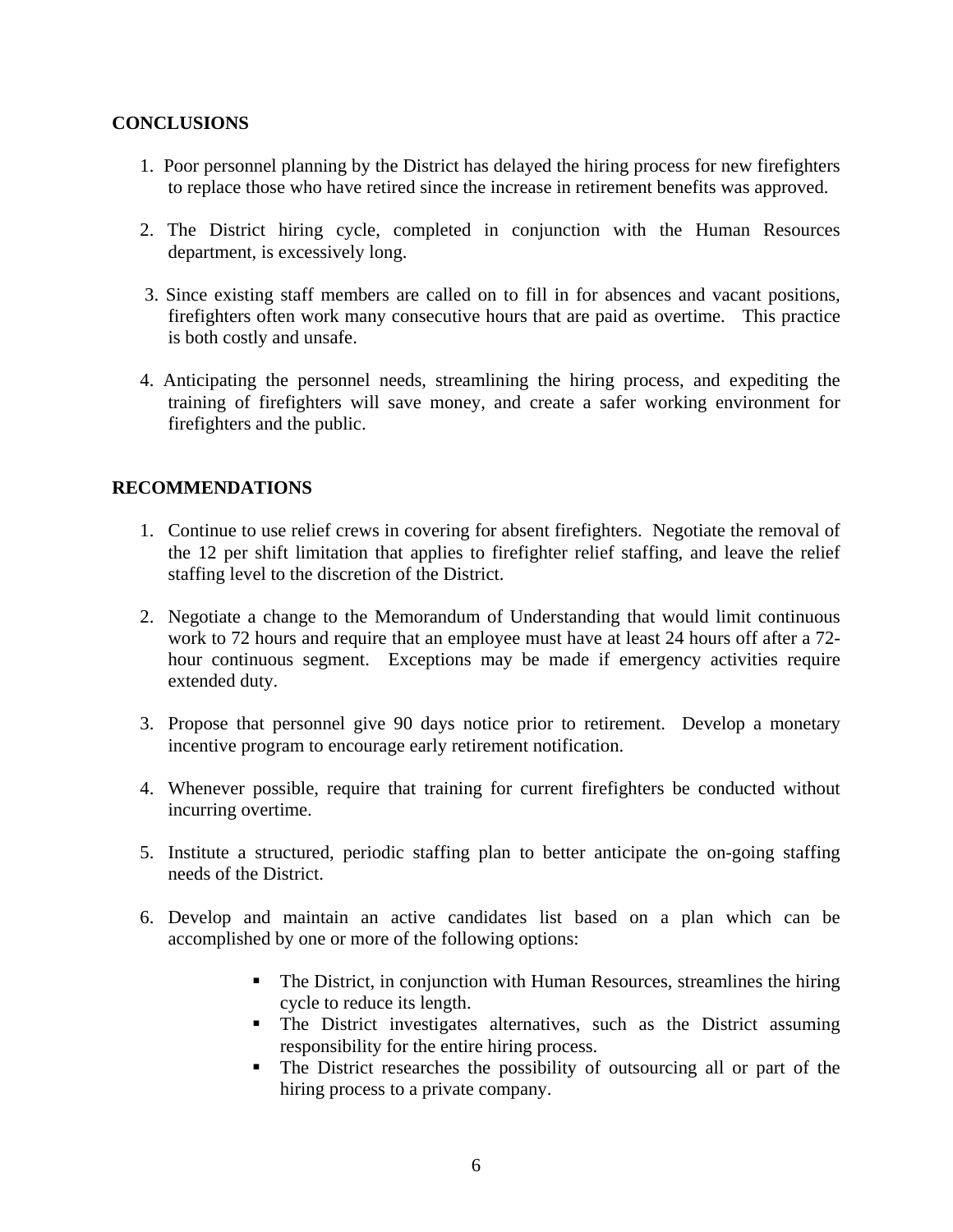## CONCLUSIONS

1. Poor personnel planning by the District has delayed the hiring process for new firefighters to replace those who have retired since the increase in retirement benefits was approved.

2. The District hiring cycle, completed in conjunction with the Human Resources department, is excessively long.

3. Since existing staff members are called on to fill in for absences and vacant positions, firefighters often work many consecutive hours that are paid as overtime. This practice is both costly and unsafe.

4. Anticipating the personnel needs, streamlining the hiring process, and expediting the training of firefighters will save money, and create a safer working environment for firefighters and the public.

## RECOMMENDATIONS

1. Continue to use relief crews in covering for absent firefighters. Negotiate the removal of the 12 per shift limitation that applies to firefighter relief staffing, and leave the relief staffing level to the discretion of the District.

2. Negotiate a change to the Memorandum of Understanding that would limit continuous work to 72 hours and require that an employee must have at least 24 hours off after a 72-hour continuous segment. Exceptions may be made if emergency activities require extended duty.

3. Propose that personnel give 90 days notice prior to retirement. Develop a monetary incentive program to encourage early retirement notification.

4. Whenever possible, require that training for current firefighters be conducted without incurring overtime.

5. Institute a structured, periodic staffing plan to better anticipate the on-going staffing needs of the District.

6. Develop and maintain an active candidates list based on a plan which can be accomplished by one or more of the following options:

   - The District, in conjunction with Human Resources, streamlines the hiring cycle to reduce its length.
   - The District investigates alternatives, such as the District assuming responsibility for the entire hiring process.
   - The District researches the possibility of outsourcing all or part of the hiring process to a private company.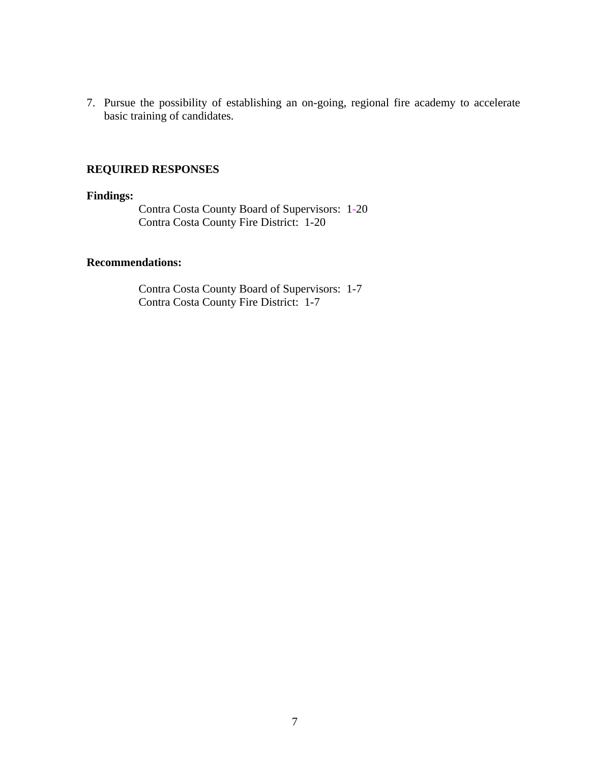7. Pursue the possibility of establishing an on-going, regional fire academy to accelerate basic training of candidates.

## REQUIRED RESPONSES

**Findings:**

Contra Costa County Board of Supervisors: 1-20
Contra Costa County Fire District: 1-20

**Recommendations:**

Contra Costa County Board of Supervisors: 1-7
Contra Costa County Fire District: 1-7